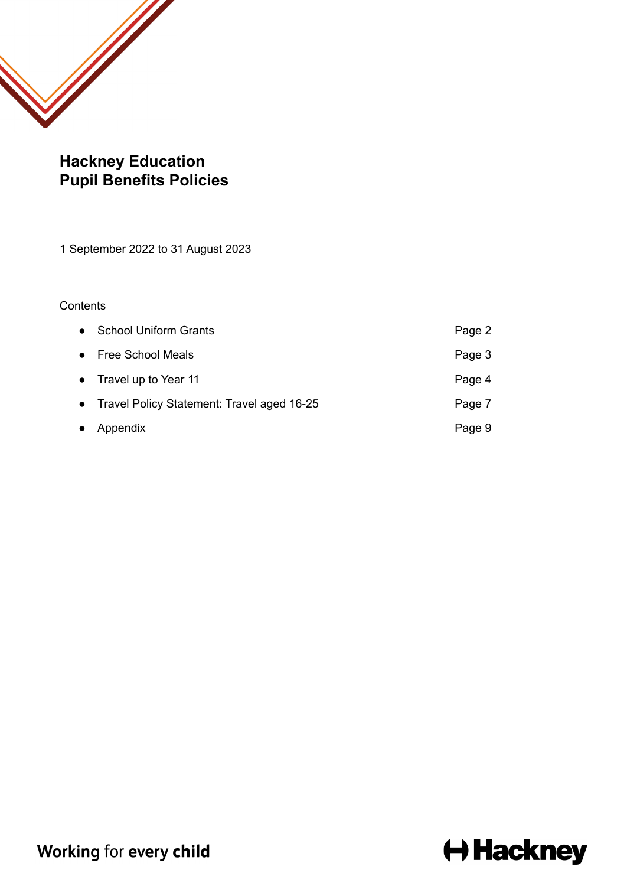# Hackney Education
# Pupil Benefits Policies

1 September 2022 to 31 August 2023

Contents

| | |
|---|---|
| School Uniform Grants | Page 2 |
| Free School Meals | Page 3 |
| Travel up to Year 11 | Page 4 |
| Travel Policy Statement: Travel aged 16-25 | Page 7 |
| Appendix | Page 9 |

Working for **every child**

Hackney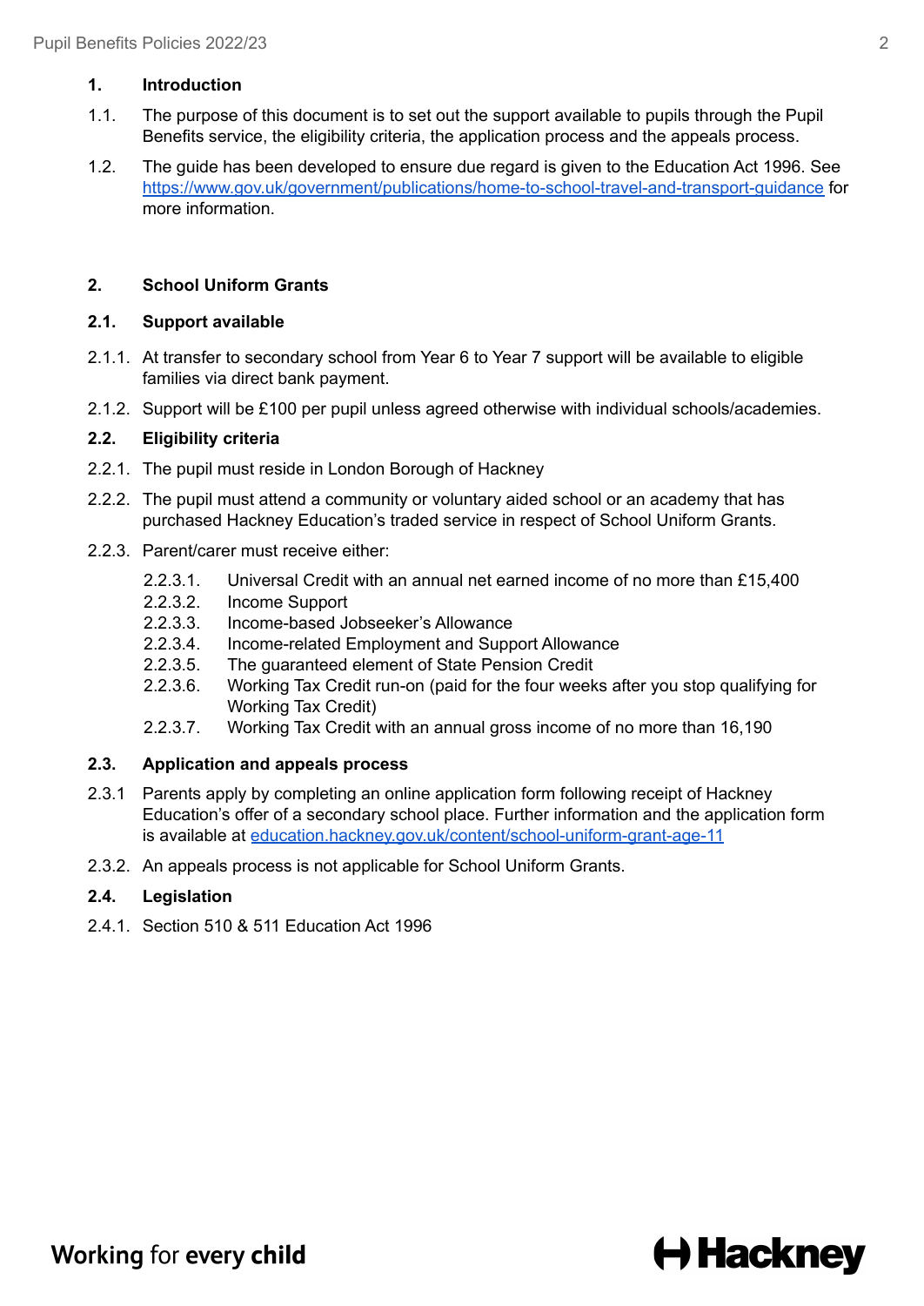## 1. Introduction

1.1. The purpose of this document is to set out the support available to pupils through the Pupil Benefits service, the eligibility criteria, the application process and the appeals process.

1.2. The guide has been developed to ensure due regard is given to the Education Act 1996. See https://www.gov.uk/government/publications/home-to-school-travel-and-transport-guidance for more information.

## 2. School Uniform Grants

### 2.1. Support available

2.1.1. At transfer to secondary school from Year 6 to Year 7 support will be available to eligible families via direct bank payment.

2.1.2. Support will be £100 per pupil unless agreed otherwise with individual schools/academies.

### 2.2. Eligibility criteria

2.2.1. The pupil must reside in London Borough of Hackney

2.2.2. The pupil must attend a community or voluntary aided school or an academy that has purchased Hackney Education's traded service in respect of School Uniform Grants.

2.2.3. Parent/carer must receive either:

- 2.2.3.1. Universal Credit with an annual net earned income of no more than £15,400
- 2.2.3.2. Income Support
- 2.2.3.3. Income-based Jobseeker's Allowance
- 2.2.3.4. Income-related Employment and Support Allowance
- 2.2.3.5. The guaranteed element of State Pension Credit
- 2.2.3.6. Working Tax Credit run-on (paid for the four weeks after you stop qualifying for Working Tax Credit)
- 2.2.3.7. Working Tax Credit with an annual gross income of no more than 16,190

### 2.3. Application and appeals process

2.3.1 Parents apply by completing an online application form following receipt of Hackney Education's offer of a secondary school place. Further information and the application form is available at education.hackney.gov.uk/content/school-uniform-grant-age-11

2.3.2. An appeals process is not applicable for School Uniform Grants.

### 2.4. Legislation

2.4.1. Section 510 & 511 Education Act 1996

Working for every child

Hackney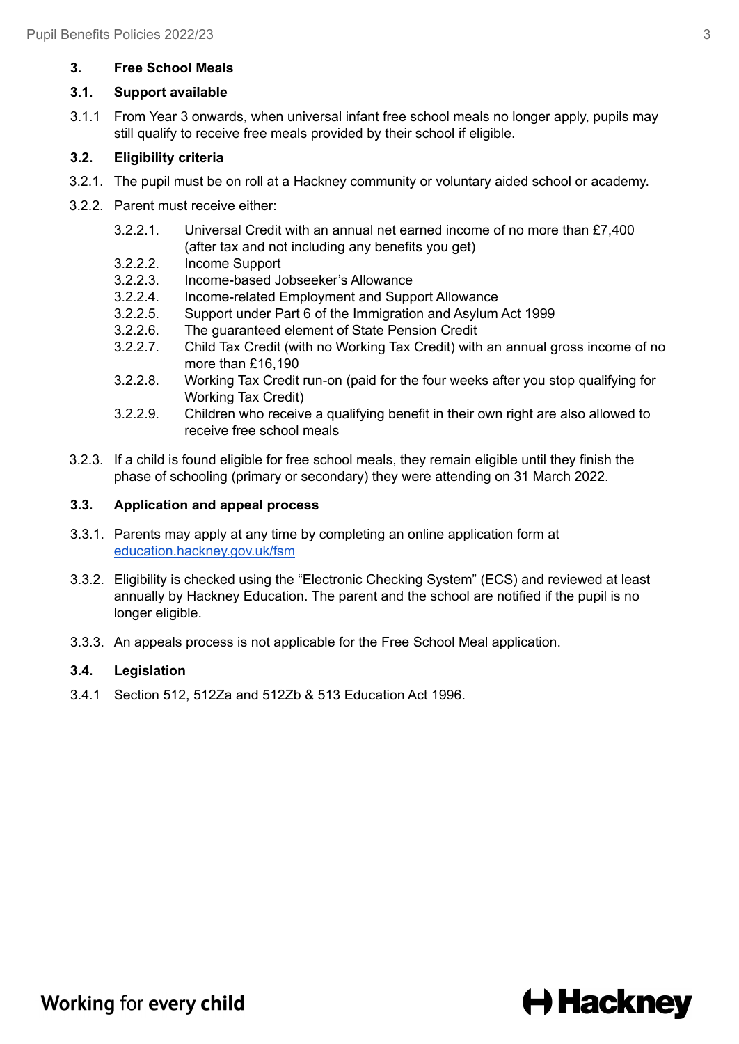## 3. Free School Meals

### 3.1. Support available

3.1.1 From Year 3 onwards, when universal infant free school meals no longer apply, pupils may still qualify to receive free meals provided by their school if eligible.

### 3.2. Eligibility criteria

3.2.1. The pupil must be on roll at a Hackney community or voluntary aided school or academy.

3.2.2. Parent must receive either:

- 3.2.2.1. Universal Credit with an annual net earned income of no more than £7,400 (after tax and not including any benefits you get)
- 3.2.2.2. Income Support
- 3.2.2.3. Income-based Jobseeker's Allowance
- 3.2.2.4. Income-related Employment and Support Allowance
- 3.2.2.5. Support under Part 6 of the Immigration and Asylum Act 1999
- 3.2.2.6. The guaranteed element of State Pension Credit
- 3.2.2.7. Child Tax Credit (with no Working Tax Credit) with an annual gross income of no more than £16,190
- 3.2.2.8. Working Tax Credit run-on (paid for the four weeks after you stop qualifying for Working Tax Credit)
- 3.2.2.9. Children who receive a qualifying benefit in their own right are also allowed to receive free school meals

3.2.3. If a child is found eligible for free school meals, they remain eligible until they finish the phase of schooling (primary or secondary) they were attending on 31 March 2022.

### 3.3. Application and appeal process

3.3.1. Parents may apply at any time by completing an online application form at [education.hackney.gov.uk/fsm](education.hackney.gov.uk/fsm)

3.3.2. Eligibility is checked using the "Electronic Checking System" (ECS) and reviewed at least annually by Hackney Education. The parent and the school are notified if the pupil is no longer eligible.

3.3.3. An appeals process is not applicable for the Free School Meal application.

### 3.4. Legislation

3.4.1 Section 512, 512Za and 512Zb & 513 Education Act 1996.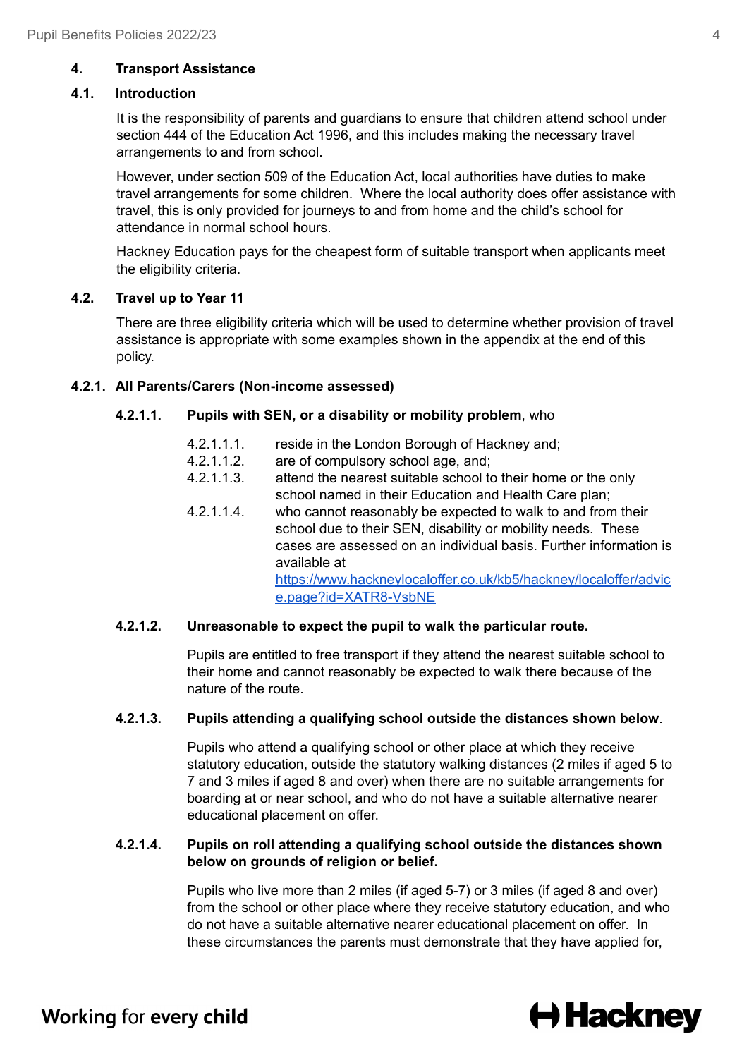## 4. Transport Assistance

### 4.1. Introduction

It is the responsibility of parents and guardians to ensure that children attend school under section 444 of the Education Act 1996, and this includes making the necessary travel arrangements to and from school.

However, under section 509 of the Education Act, local authorities have duties to make travel arrangements for some children. Where the local authority does offer assistance with travel, this is only provided for journeys to and from home and the child's school for attendance in normal school hours.

Hackney Education pays for the cheapest form of suitable transport when applicants meet the eligibility criteria.

### 4.2. Travel up to Year 11

There are three eligibility criteria which will be used to determine whether provision of travel assistance is appropriate with some examples shown in the appendix at the end of this policy.

#### 4.2.1. All Parents/Carers (Non-income assessed)

**4.2.1.1. Pupils with SEN, or a disability or mobility problem**, who

- 4.2.1.1.1. reside in the London Borough of Hackney and;
- 4.2.1.1.2. are of compulsory school age, and;
- 4.2.1.1.3. attend the nearest suitable school to their home or the only school named in their Education and Health Care plan;
- 4.2.1.1.4. who cannot reasonably be expected to walk to and from their school due to their SEN, disability or mobility needs. These cases are assessed on an individual basis. Further information is available at [https://www.hackneylocaloffer.co.uk/kb5/hackney/localoffer/advice.page?id=XATR8-VsbNE](https://www.hackneylocaloffer.co.uk/kb5/hackney/localoffer/advice.page?id=XATR8-VsbNE)

**4.2.1.2. Unreasonable to expect the pupil to walk the particular route.**

Pupils are entitled to free transport if they attend the nearest suitable school to their home and cannot reasonably be expected to walk there because of the nature of the route.

**4.2.1.3. Pupils attending a qualifying school outside the distances shown below**.

Pupils who attend a qualifying school or other place at which they receive statutory education, outside the statutory walking distances (2 miles if aged 5 to 7 and 3 miles if aged 8 and over) when there are no suitable arrangements for boarding at or near school, and who do not have a suitable alternative nearer educational placement on offer.

**4.2.1.4. Pupils on roll attending a qualifying school outside the distances shown below on grounds of religion or belief.**

Pupils who live more than 2 miles (if aged 5-7) or 3 miles (if aged 8 and over) from the school or other place where they receive statutory education, and who do not have a suitable alternative nearer educational placement on offer. In these circumstances the parents must demonstrate that they have applied for,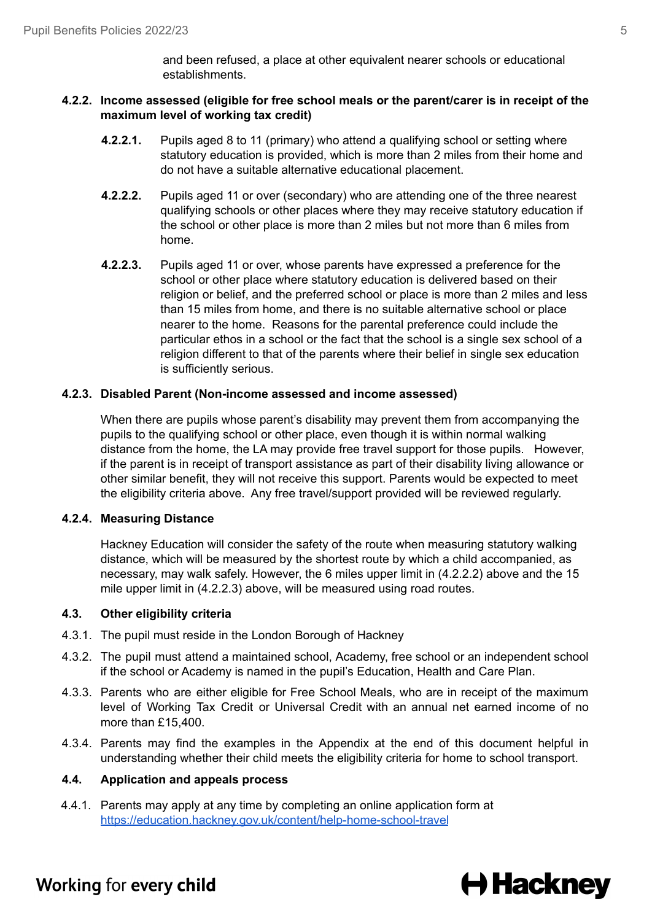and been refused, a place at other equivalent nearer schools or educational establishments.

#### 4.2.2. Income assessed (eligible for free school meals or the parent/carer is in receipt of the maximum level of working tax credit)

**4.2.2.1.** Pupils aged 8 to 11 (primary) who attend a qualifying school or setting where statutory education is provided, which is more than 2 miles from their home and do not have a suitable alternative educational placement.

**4.2.2.2.** Pupils aged 11 or over (secondary) who are attending one of the three nearest qualifying schools or other places where they may receive statutory education if the school or other place is more than 2 miles but not more than 6 miles from home.

**4.2.2.3.** Pupils aged 11 or over, whose parents have expressed a preference for the school or other place where statutory education is delivered based on their religion or belief, and the preferred school or place is more than 2 miles and less than 15 miles from home, and there is no suitable alternative school or place nearer to the home. Reasons for the parental preference could include the particular ethos in a school or the fact that the school is a single sex school of a religion different to that of the parents where their belief in single sex education is sufficiently serious.

#### 4.2.3. Disabled Parent (Non-income assessed and income assessed)

When there are pupils whose parent's disability may prevent them from accompanying the pupils to the qualifying school or other place, even though it is within normal walking distance from the home, the LA may provide free travel support for those pupils. However, if the parent is in receipt of transport assistance as part of their disability living allowance or other similar benefit, they will not receive this support. Parents would be expected to meet the eligibility criteria above. Any free travel/support provided will be reviewed regularly.

#### 4.2.4. Measuring Distance

Hackney Education will consider the safety of the route when measuring statutory walking distance, which will be measured by the shortest route by which a child accompanied, as necessary, may walk safely. However, the 6 miles upper limit in (4.2.2.2) above and the 15 mile upper limit in (4.2.2.3) above, will be measured using road routes.

### 4.3. Other eligibility criteria

4.3.1. The pupil must reside in the London Borough of Hackney

4.3.2. The pupil must attend a maintained school, Academy, free school or an independent school if the school or Academy is named in the pupil's Education, Health and Care Plan.

4.3.3. Parents who are either eligible for Free School Meals, who are in receipt of the maximum level of Working Tax Credit or Universal Credit with an annual net earned income of no more than £15,400.

4.3.4. Parents may find the examples in the Appendix at the end of this document helpful in understanding whether their child meets the eligibility criteria for home to school transport.

### 4.4. Application and appeals process

4.4.1. Parents may apply at any time by completing an online application form at [https://education.hackney.gov.uk/content/help-home-school-travel](https://education.hackney.gov.uk/content/help-home-school-travel)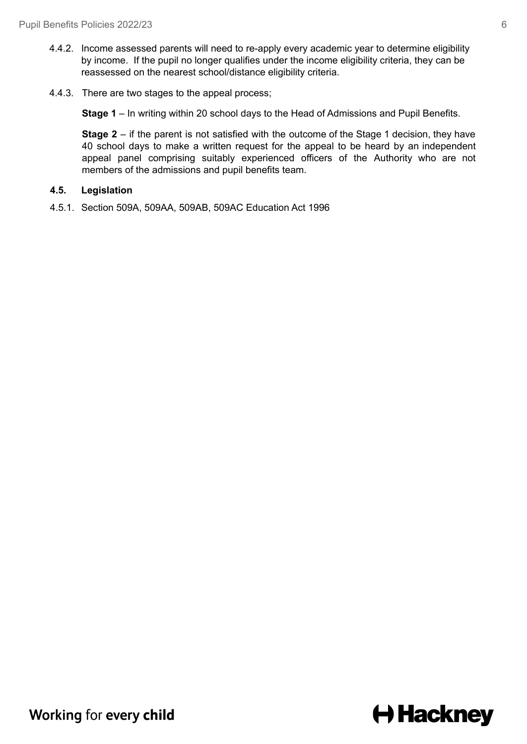4.4.2. Income assessed parents will need to re-apply every academic year to determine eligibility by income. If the pupil no longer qualifies under the income eligibility criteria, they can be reassessed on the nearest school/distance eligibility criteria.

4.4.3. There are two stages to the appeal process;

**Stage 1** – In writing within 20 school days to the Head of Admissions and Pupil Benefits.

**Stage 2** – if the parent is not satisfied with the outcome of the Stage 1 decision, they have 40 school days to make a written request for the appeal to be heard by an independent appeal panel comprising suitably experienced officers of the Authority who are not members of the admissions and pupil benefits team.

### 4.5. Legislation

4.5.1. Section 509A, 509AA, 509AB, 509AC Education Act 1996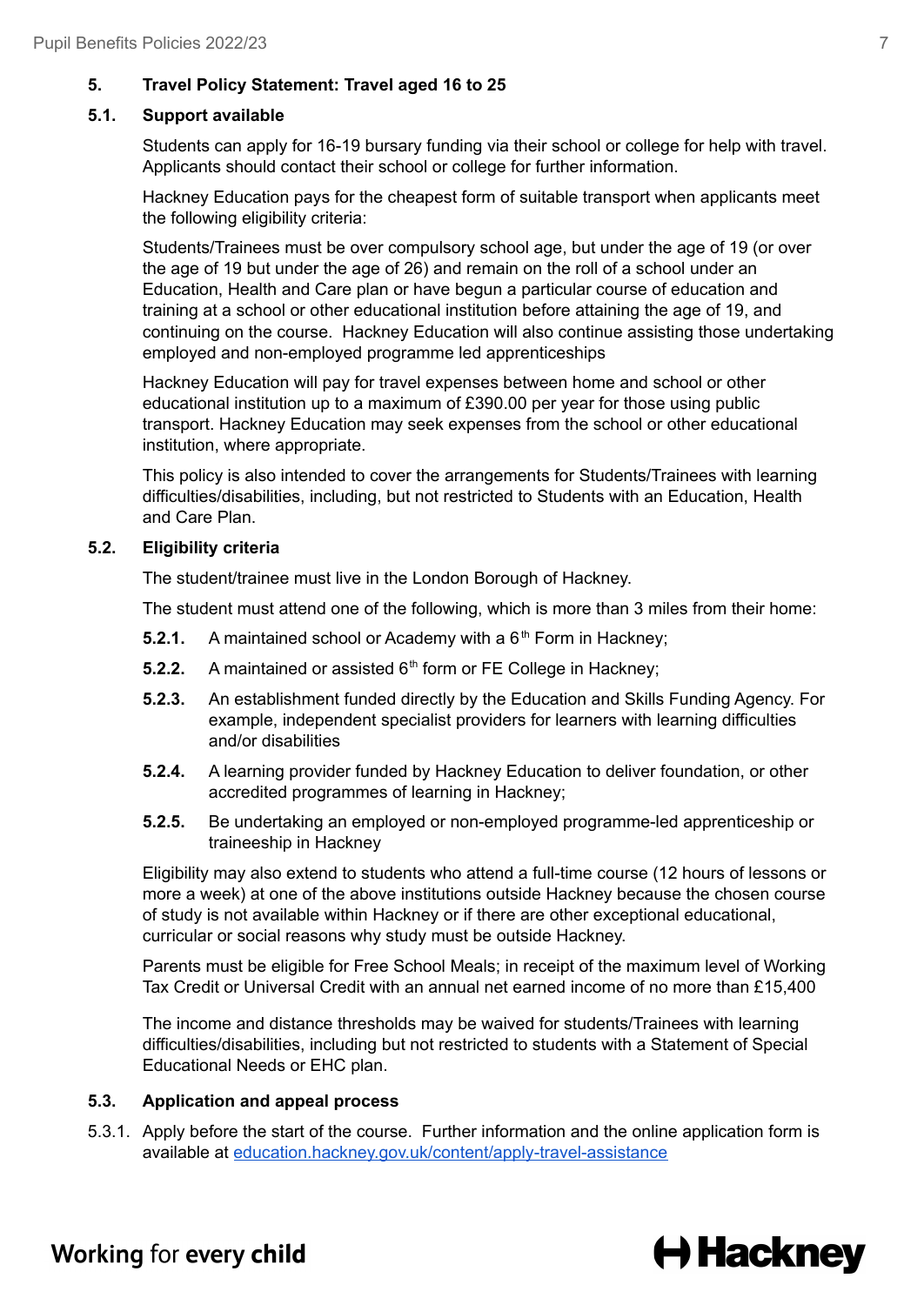## 5. Travel Policy Statement: Travel aged 16 to 25

### 5.1. Support available

Students can apply for 16-19 bursary funding via their school or college for help with travel. Applicants should contact their school or college for further information.

Hackney Education pays for the cheapest form of suitable transport when applicants meet the following eligibility criteria:

Students/Trainees must be over compulsory school age, but under the age of 19 (or over the age of 19 but under the age of 26) and remain on the roll of a school under an Education, Health and Care plan or have begun a particular course of education and training at a school or other educational institution before attaining the age of 19, and continuing on the course. Hackney Education will also continue assisting those undertaking employed and non-employed programme led apprenticeships

Hackney Education will pay for travel expenses between home and school or other educational institution up to a maximum of £390.00 per year for those using public transport. Hackney Education may seek expenses from the school or other educational institution, where appropriate.

This policy is also intended to cover the arrangements for Students/Trainees with learning difficulties/disabilities, including, but not restricted to Students with an Education, Health and Care Plan.

### 5.2. Eligibility criteria

The student/trainee must live in the London Borough of Hackney.

The student must attend one of the following, which is more than 3 miles from their home:

**5.2.1.** A maintained school or Academy with a 6th Form in Hackney;

**5.2.2.** A maintained or assisted 6th form or FE College in Hackney;

**5.2.3.** An establishment funded directly by the Education and Skills Funding Agency. For example, independent specialist providers for learners with learning difficulties and/or disabilities

**5.2.4.** A learning provider funded by Hackney Education to deliver foundation, or other accredited programmes of learning in Hackney;

**5.2.5.** Be undertaking an employed or non-employed programme-led apprenticeship or traineeship in Hackney

Eligibility may also extend to students who attend a full-time course (12 hours of lessons or more a week) at one of the above institutions outside Hackney because the chosen course of study is not available within Hackney or if there are other exceptional educational, curricular or social reasons why study must be outside Hackney.

Parents must be eligible for Free School Meals; in receipt of the maximum level of Working Tax Credit or Universal Credit with an annual net earned income of no more than £15,400

The income and distance thresholds may be waived for students/Trainees with learning difficulties/disabilities, including but not restricted to students with a Statement of Special Educational Needs or EHC plan.

### 5.3. Application and appeal process

5.3.1. Apply before the start of the course. Further information and the online application form is available at [education.hackney.gov.uk/content/apply-travel-assistance](education.hackney.gov.uk/content/apply-travel-assistance)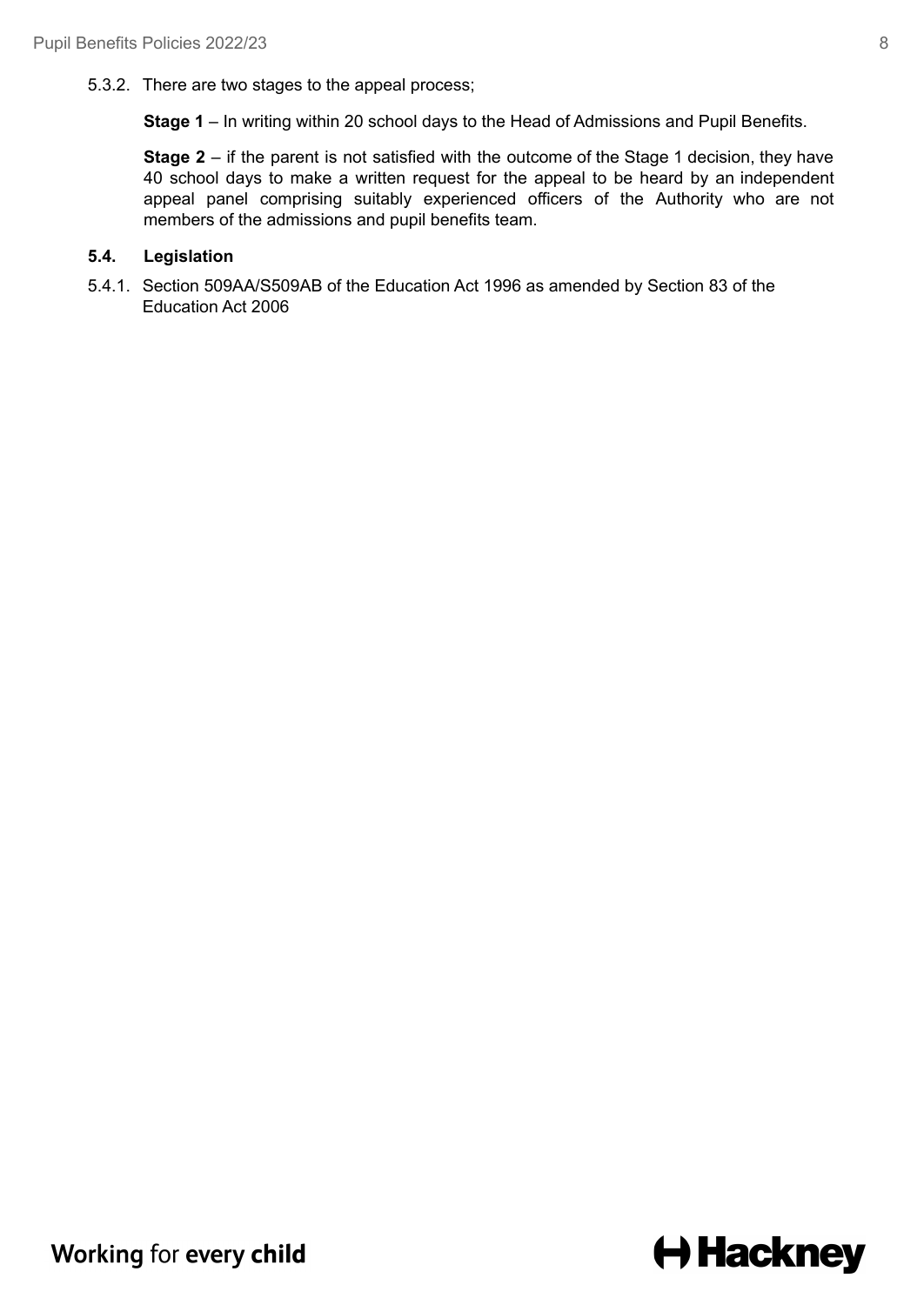5.3.2. There are two stages to the appeal process;

**Stage 1** – In writing within 20 school days to the Head of Admissions and Pupil Benefits.

**Stage 2** – if the parent is not satisfied with the outcome of the Stage 1 decision, they have 40 school days to make a written request for the appeal to be heard by an independent appeal panel comprising suitably experienced officers of the Authority who are not members of the admissions and pupil benefits team.

### 5.4. Legislation

5.4.1. Section 509AA/S509AB of the Education Act 1996 as amended by Section 83 of the Education Act 2006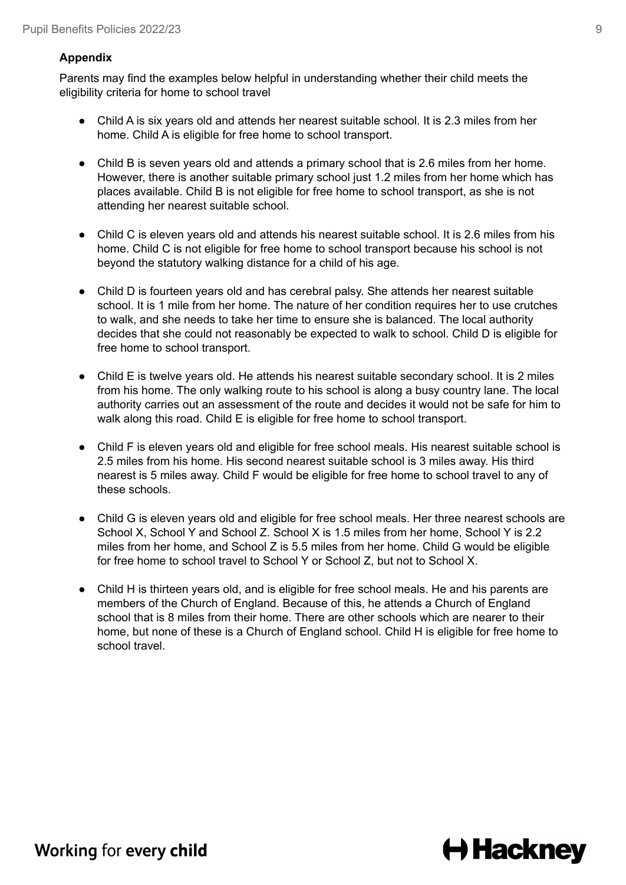**Appendix**

Parents may find the examples below helpful in understanding whether their child meets the eligibility criteria for home to school travel

- Child A is six years old and attends her nearest suitable school. It is 2.3 miles from her home. Child A is eligible for free home to school transport.

- Child B is seven years old and attends a primary school that is 2.6 miles from her home. However, there is another suitable primary school just 1.2 miles from her home which has places available. Child B is not eligible for free home to school transport, as she is not attending her nearest suitable school.

- Child C is eleven years old and attends his nearest suitable school. It is 2.6 miles from his home. Child C is not eligible for free home to school transport because his school is not beyond the statutory walking distance for a child of his age.

- Child D is fourteen years old and has cerebral palsy. She attends her nearest suitable school. It is 1 mile from her home. The nature of her condition requires her to use crutches to walk, and she needs to take her time to ensure she is balanced. The local authority decides that she could not reasonably be expected to walk to school. Child D is eligible for free home to school transport.

- Child E is twelve years old. He attends his nearest suitable secondary school. It is 2 miles from his home. The only walking route to his school is along a busy country lane. The local authority carries out an assessment of the route and decides it would not be safe for him to walk along this road. Child E is eligible for free home to school transport.

- Child F is eleven years old and eligible for free school meals. His nearest suitable school is 2.5 miles from his home. His second nearest suitable school is 3 miles away. His third nearest is 5 miles away. Child F would be eligible for free home to school travel to any of these schools.

- Child G is eleven years old and eligible for free school meals. Her three nearest schools are School X, School Y and School Z. School X is 1.5 miles from her home, School Y is 2.2 miles from her home, and School Z is 5.5 miles from her home. Child G would be eligible for free home to school travel to School Y or School Z, but not to School X.

- Child H is thirteen years old, and is eligible for free school meals. He and his parents are members of the Church of England. Because of this, he attends a Church of England school that is 8 miles from their home. There are other schools which are nearer to their home, but none of these is a Church of England school. Child H is eligible for free home to school travel.